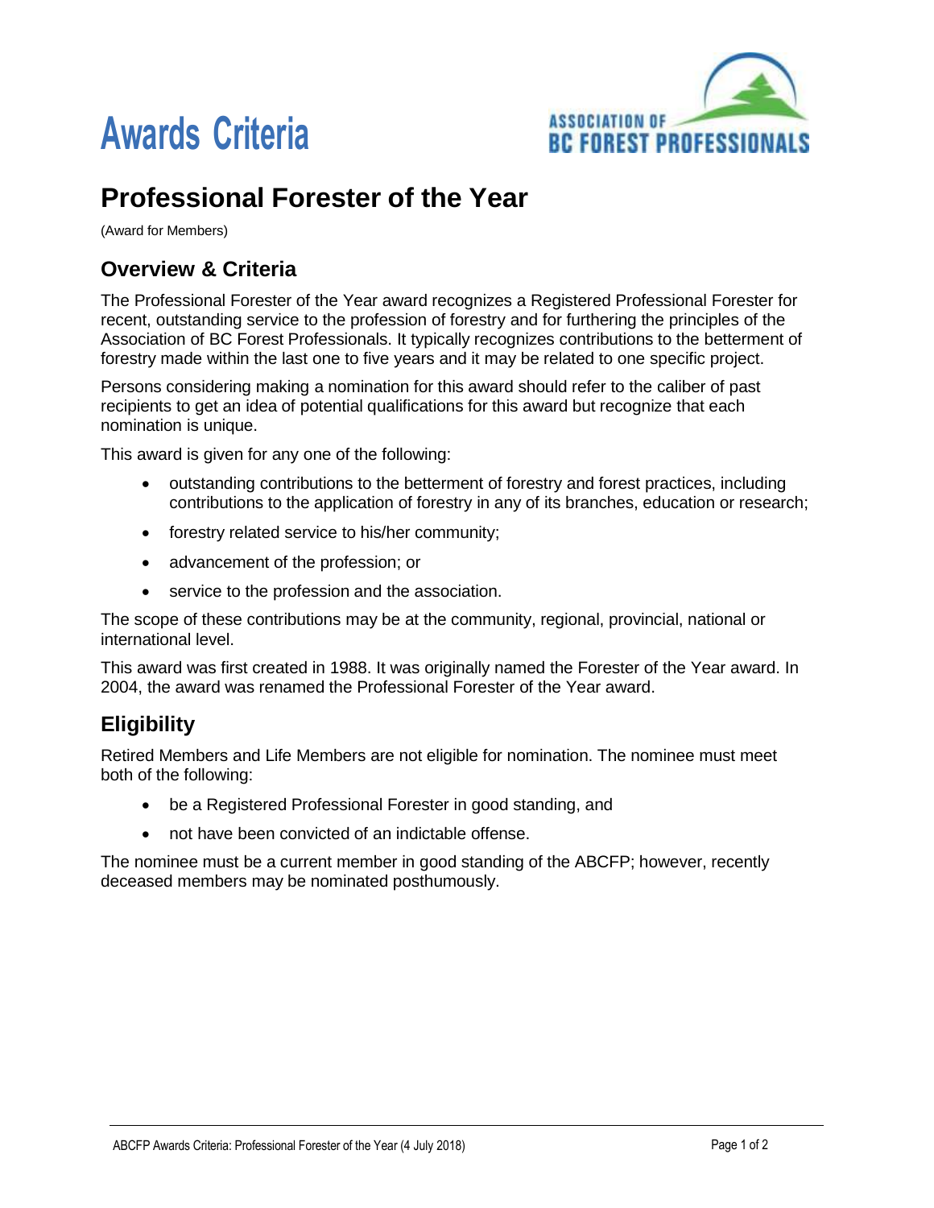# Awards Criteria

ASSOCIATION OF BC FOREST PROFESSIONALS

## Professional Forester of the Year

(Award for Members)

### Overview & Criteria

The Professional Forester of the Year award recognizes a Registered Professional Forester for recent, outstanding service to the profession of forestry and for furthering the principles of the Association of BC Forest Professionals. It typically recognizes contributions to the betterment of forestry made within the last one to five years and it may be related to one specific project.

Persons considering making a nomination for this award should refer to the caliber of past recipients to get an idea of potential qualifications for this award but recognize that each nomination is unique.

This award is given for any one of the following:

- outstanding contributions to the betterment of forestry and forest practices, including contributions to the application of forestry in any of its branches, education or research;
- forestry related service to his/her community;
- advancement of the profession; or
- service to the profession and the association.

The scope of these contributions may be at the community, regional, provincial, national or international level.

This award was first created in 1988. It was originally named the Forester of the Year award. In 2004, the award was renamed the Professional Forester of the Year award.

### Eligibility

Retired Members and Life Members are not eligible for nomination. The nominee must meet both of the following:

- be a Registered Professional Forester in good standing, and
- not have been convicted of an indictable offense.

The nominee must be a current member in good standing of the ABCFP; however, recently deceased members may be nominated posthumously.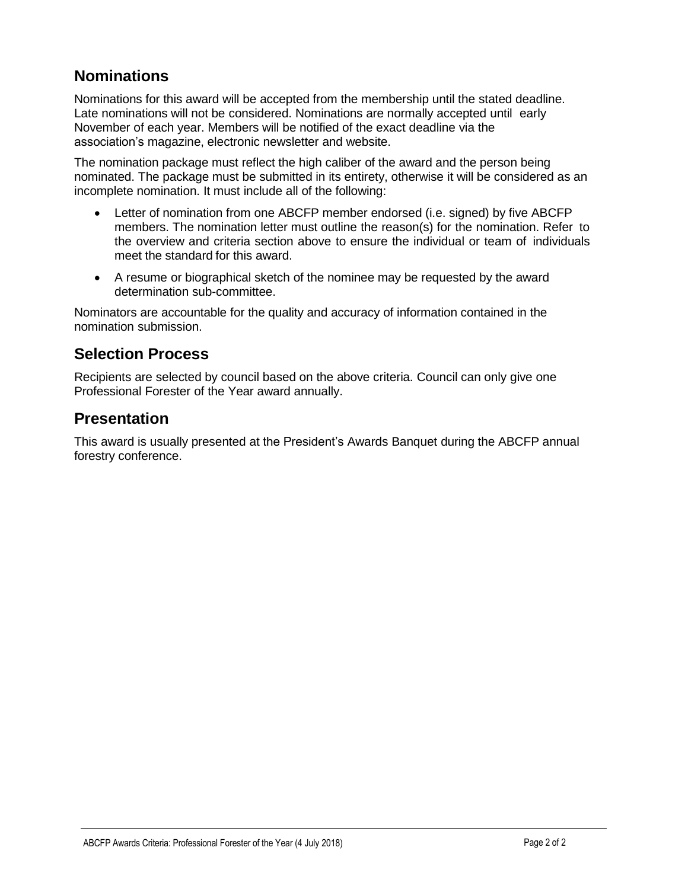## Nominations

Nominations for this award will be accepted from the membership until the stated deadline. Late nominations will not be considered. Nominations are normally accepted until early November of each year. Members will be notified of the exact deadline via the association's magazine, electronic newsletter and website.

The nomination package must reflect the high caliber of the award and the person being nominated. The package must be submitted in its entirety, otherwise it will be considered as an incomplete nomination. It must include all of the following:

- Letter of nomination from one ABCFP member endorsed (i.e. signed) by five ABCFP members. The nomination letter must outline the reason(s) for the nomination. Refer to the overview and criteria section above to ensure the individual or team of individuals meet the standard for this award.
- A resume or biographical sketch of the nominee may be requested by the award determination sub-committee.

Nominators are accountable for the quality and accuracy of information contained in the nomination submission.

## Selection Process

Recipients are selected by council based on the above criteria. Council can only give one Professional Forester of the Year award annually.

## Presentation

This award is usually presented at the President's Awards Banquet during the ABCFP annual forestry conference.